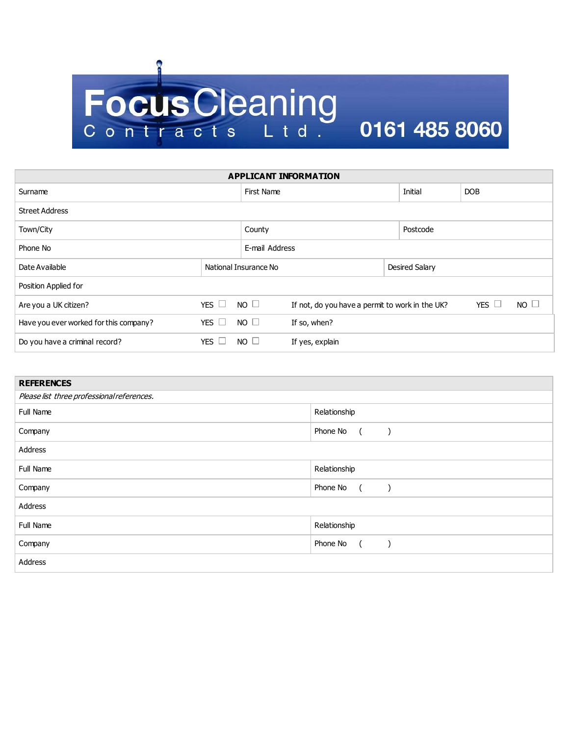# Focus Cleaning Contracts Ltd. 0161 485 8060

## APPLICANT INFORMATION

| Surname | | First Name | Initial | DOB |
|---|---|---|---|---|
| Street Address | | | | |
| Town/City | | County | Postcode | |
| Phone No | | E-mail Address | | |
| Date Available | National Insurance No | | Desired Salary | |
| Position Applied for | | | | |

| | | | | | |
|---|---|---|---|---|---|
| Are you a UK citizen? | YES ☐ | NO ☐ | If not, do you have a permit to work in the UK? | YES ☐ | NO ☐ |
| Have you ever worked for this company? | YES ☐ | NO ☐ | If so, when? | | |
| Do you have a criminal record? | YES ☐ | NO ☐ | If yes, explain | | |

## REFERENCES

*Please list three professional references.*

| | |
|---|---|
| Full Name | Relationship |
| Company | Phone No ( ) |
| Address | |
| Full Name | Relationship |
| Company | Phone No ( ) |
| Address | |
| Full Name | Relationship |
| Company | Phone No ( ) |
| Address | |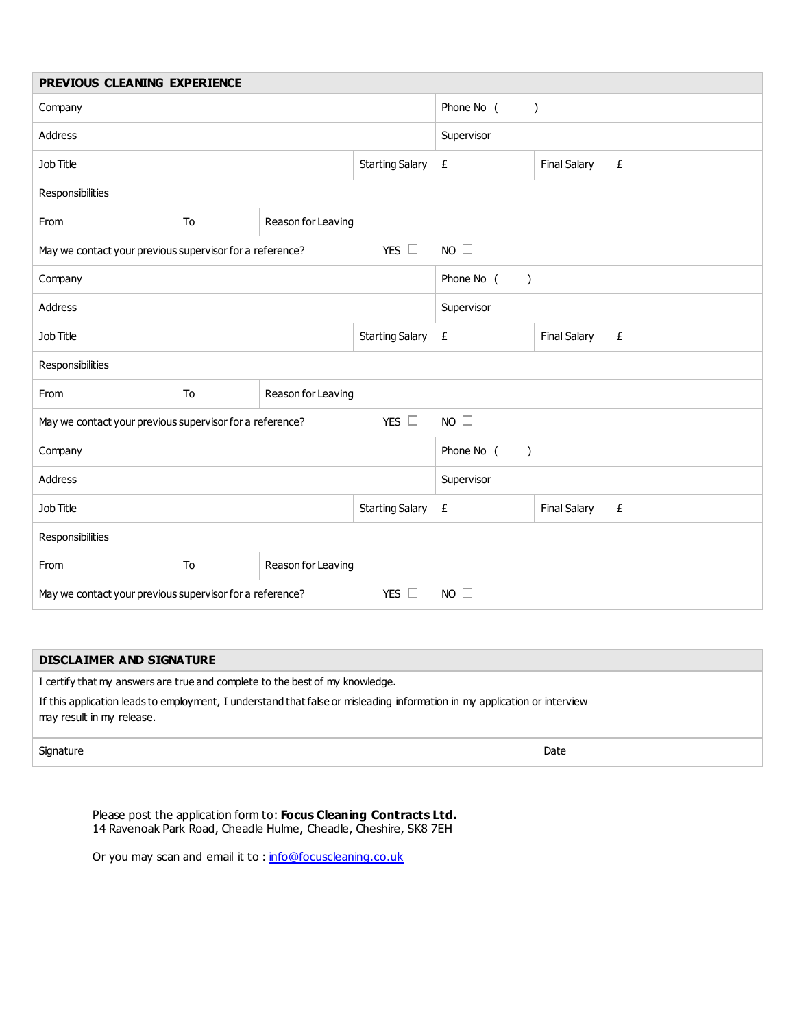## PREVIOUS CLEANING EXPERIENCE

| | | | |
|---|---|---|---|
| Company | | Phone No ( ) | |
| Address | | Supervisor | |
| Job Title | Starting Salary £ | | Final Salary £ |
| Responsibilities | | | |
| From To | Reason for Leaving | | |
| May we contact your previous supervisor for a reference? | YES ☐ | NO ☐ | |
| Company | | Phone No ( ) | |
| Address | | Supervisor | |
| Job Title | Starting Salary £ | | Final Salary £ |
| Responsibilities | | | |
| From To | Reason for Leaving | | |
| May we contact your previous supervisor for a reference? | YES ☐ | NO ☐ | |
| Company | | Phone No ( ) | |
| Address | | Supervisor | |
| Job Title | Starting Salary £ | | Final Salary £ |
| Responsibilities | | | |
| From To | Reason for Leaving | | |
| May we contact your previous supervisor for a reference? | YES ☐ | NO ☐ | |

## DISCLAIMER AND SIGNATURE

I certify that my answers are true and complete to the best of my knowledge.

If this application leads to employment, I understand that false or misleading information in my application or interview may result in my release.

| | |
|---|---|
| Signature | Date |

Please post the application form to: **Focus Cleaning Contracts Ltd.**
14 Ravenoak Park Road, Cheadle Hulme, Cheadle, Cheshire, SK8 7EH

Or you may scan and email it to : info@focuscleaning.co.uk